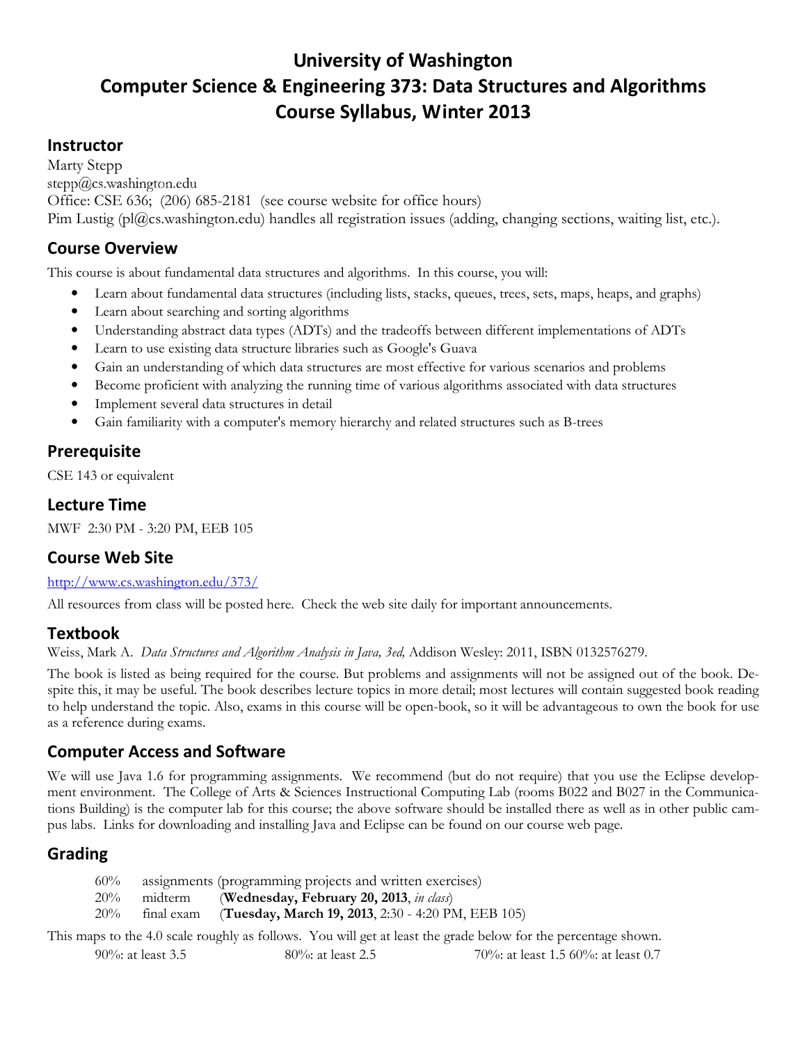# University of Washington
# Computer Science & Engineering 373: Data Structures and Algorithms
# Course Syllabus, Winter 2013

## Instructor

Marty Stepp
stepp@cs.washington.edu
Office: CSE 636; (206) 685-2181 (see course website for office hours)
Pim Lustig (pl@cs.washington.edu) handles all registration issues (adding, changing sections, waiting list, etc.).

## Course Overview

This course is about fundamental data structures and algorithms. In this course, you will:

- Learn about fundamental data structures (including lists, stacks, queues, trees, sets, maps, heaps, and graphs)
- Learn about searching and sorting algorithms
- Understanding abstract data types (ADTs) and the tradeoffs between different implementations of ADTs
- Learn to use existing data structure libraries such as Google's Guava
- Gain an understanding of which data structures are most effective for various scenarios and problems
- Become proficient with analyzing the running time of various algorithms associated with data structures
- Implement several data structures in detail
- Gain familiarity with a computer's memory hierarchy and related structures such as B-trees

## Prerequisite

CSE 143 or equivalent

## Lecture Time

MWF 2:30 PM - 3:20 PM, EEB 105

## Course Web Site

[http://www.cs.washington.edu/373/](http://www.cs.washington.edu/373/)

All resources from class will be posted here. Check the web site daily for important announcements.

## Textbook

Weiss, Mark A. *Data Structures and Algorithm Analysis in Java, 3ed,* Addison Wesley: 2011, ISBN 0132576279.

The book is listed as being required for the course. But problems and assignments will not be assigned out of the book. Despite this, it may be useful. The book describes lecture topics in more detail; most lectures will contain suggested book reading to help understand the topic. Also, exams in this course will be open-book, so it will be advantageous to own the book for use as a reference during exams.

## Computer Access and Software

We will use Java 1.6 for programming assignments. We recommend (but do not require) that you use the Eclipse development environment. The College of Arts & Sciences Instructional Computing Lab (rooms B022 and B027 in the Communications Building) is the computer lab for this course; the above software should be installed there as well as in other public campus labs. Links for downloading and installing Java and Eclipse can be found on our course web page.

## Grading

60% assignments (programming projects and written exercises)
20% midterm (**Wednesday, February 20, 2013**, *in class*)
20% final exam (**Tuesday, March 19, 2013**, 2:30 - 4:20 PM, EEB 105)

This maps to the 4.0 scale roughly as follows. You will get at least the grade below for the percentage shown.

90%: at least 3.5 80%: at least 2.5 70%: at least 1.5 60%: at least 0.7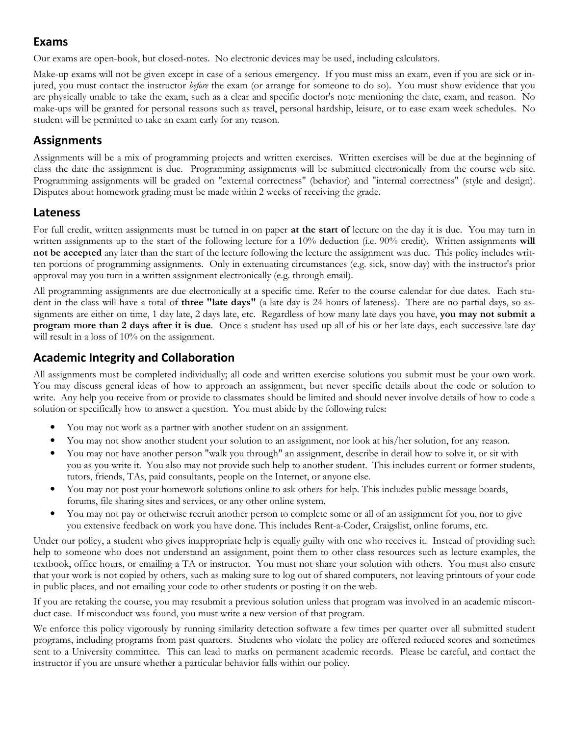## Exams

Our exams are open-book, but closed-notes. No electronic devices may be used, including calculators.

Make-up exams will not be given except in case of a serious emergency. If you must miss an exam, even if you are sick or injured, you must contact the instructor *before* the exam (or arrange for someone to do so). You must show evidence that you are physically unable to take the exam, such as a clear and specific doctor's note mentioning the date, exam, and reason. No make-ups will be granted for personal reasons such as travel, personal hardship, leisure, or to ease exam week schedules. No student will be permitted to take an exam early for any reason.

## Assignments

Assignments will be a mix of programming projects and written exercises. Written exercises will be due at the beginning of class the date the assignment is due. Programming assignments will be submitted electronically from the course web site. Programming assignments will be graded on "external correctness" (behavior) and "internal correctness" (style and design). Disputes about homework grading must be made within 2 weeks of receiving the grade.

## Lateness

For full credit, written assignments must be turned in on paper **at the start of** lecture on the day it is due. You may turn in written assignments up to the start of the following lecture for a 10% deduction (i.e. 90% credit). Written assignments **will not be accepted** any later than the start of the lecture following the lecture the assignment was due. This policy includes written portions of programming assignments. Only in extenuating circumstances (e.g. sick, snow day) with the instructor's prior approval may you turn in a written assignment electronically (e.g. through email).

All programming assignments are due electronically at a specific time. Refer to the course calendar for due dates. Each student in the class will have a total of **three "late days"** (a late day is 24 hours of lateness). There are no partial days, so assignments are either on time, 1 day late, 2 days late, etc. Regardless of how many late days you have, **you may not submit a program more than 2 days after it is due**. Once a student has used up all of his or her late days, each successive late day will result in a loss of 10% on the assignment.

## Academic Integrity and Collaboration

All assignments must be completed individually; all code and written exercise solutions you submit must be your own work. You may discuss general ideas of how to approach an assignment, but never specific details about the code or solution to write. Any help you receive from or provide to classmates should be limited and should never involve details of how to code a solution or specifically how to answer a question. You must abide by the following rules:

- You may not work as a partner with another student on an assignment.
- You may not show another student your solution to an assignment, nor look at his/her solution, for any reason.
- You may not have another person "walk you through" an assignment, describe in detail how to solve it, or sit with you as you write it. You also may not provide such help to another student. This includes current or former students, tutors, friends, TAs, paid consultants, people on the Internet, or anyone else.
- You may not post your homework solutions online to ask others for help. This includes public message boards, forums, file sharing sites and services, or any other online system.
- You may not pay or otherwise recruit another person to complete some or all of an assignment for you, nor to give you extensive feedback on work you have done. This includes Rent-a-Coder, Craigslist, online forums, etc.

Under our policy, a student who gives inappropriate help is equally guilty with one who receives it. Instead of providing such help to someone who does not understand an assignment, point them to other class resources such as lecture examples, the textbook, office hours, or emailing a TA or instructor. You must not share your solution with others. You must also ensure that your work is not copied by others, such as making sure to log out of shared computers, not leaving printouts of your code in public places, and not emailing your code to other students or posting it on the web.

If you are retaking the course, you may resubmit a previous solution unless that program was involved in an academic misconduct case. If misconduct was found, you must write a new version of that program.

We enforce this policy vigorously by running similarity detection software a few times per quarter over all submitted student programs, including programs from past quarters. Students who violate the policy are offered reduced scores and sometimes sent to a University committee. This can lead to marks on permanent academic records. Please be careful, and contact the instructor if you are unsure whether a particular behavior falls within our policy.